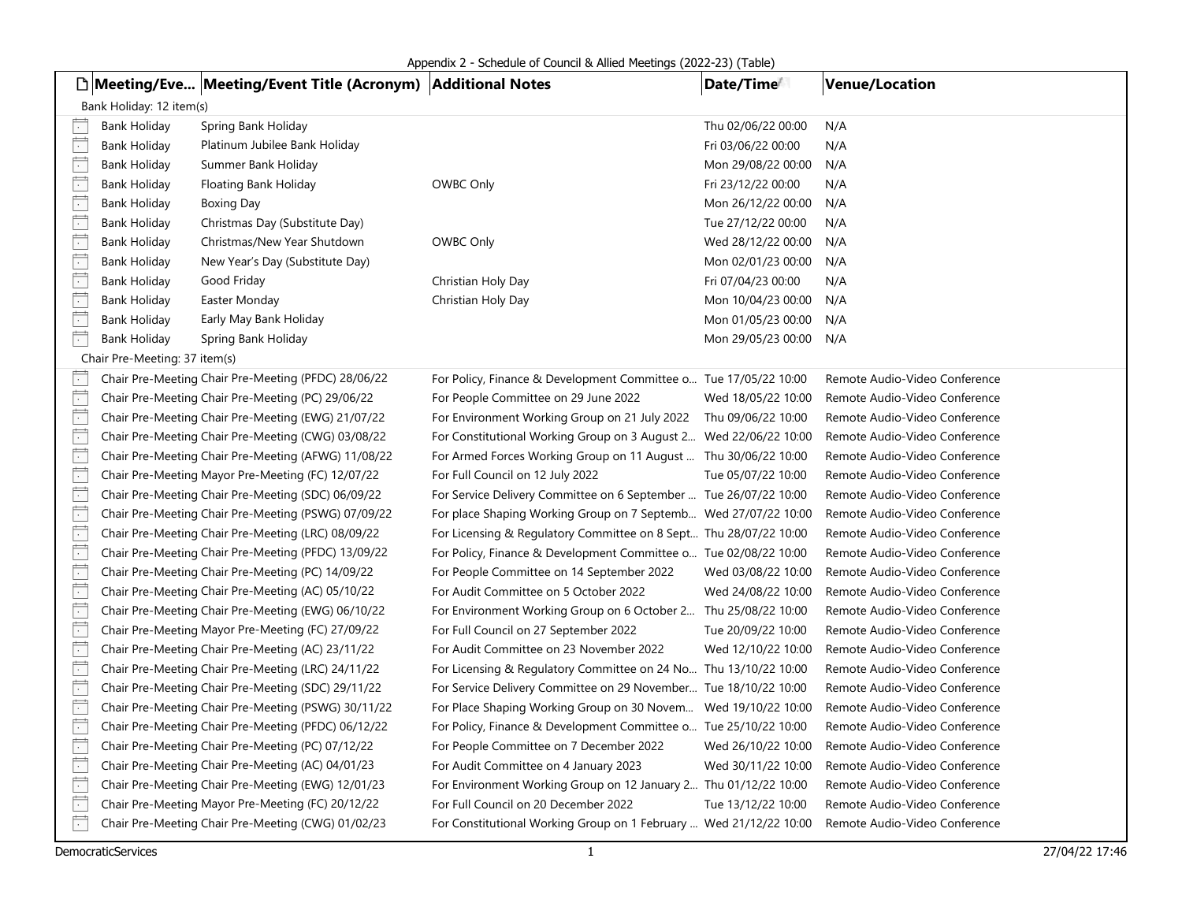Appendix 2 - Schedule of Council & Allied Meetings (2022-23) (Table)

| Meeting/Eve... | Meeting/Event Title (Acronym) | Additional Notes | Date/Time | Venue/Location |
|---|---|---|---|---|
| **Bank Holiday: 12 item(s)** | | | | |
| Bank Holiday | Spring Bank Holiday | | Thu 02/06/22 00:00 | N/A |
| Bank Holiday | Platinum Jubilee Bank Holiday | | Fri 03/06/22 00:00 | N/A |
| Bank Holiday | Summer Bank Holiday | | Mon 29/08/22 00:00 | N/A |
| Bank Holiday | Floating Bank Holiday | OWBC Only | Fri 23/12/22 00:00 | N/A |
| Bank Holiday | Boxing Day | | Mon 26/12/22 00:00 | N/A |
| Bank Holiday | Christmas Day (Substitute Day) | | Tue 27/12/22 00:00 | N/A |
| Bank Holiday | Christmas/New Year Shutdown | OWBC Only | Wed 28/12/22 00:00 | N/A |
| Bank Holiday | New Year's Day (Substitute Day) | | Mon 02/01/23 00:00 | N/A |
| Bank Holiday | Good Friday | Christian Holy Day | Fri 07/04/23 00:00 | N/A |
| Bank Holiday | Easter Monday | Christian Holy Day | Mon 10/04/23 00:00 | N/A |
| Bank Holiday | Early May Bank Holiday | | Mon 01/05/23 00:00 | N/A |
| Bank Holiday | Spring Bank Holiday | | Mon 29/05/23 00:00 | N/A |
| **Chair Pre-Meeting: 37 item(s)** | | | | |
| Chair Pre-Meeting | Chair Pre-Meeting (PFDC) 28/06/22 | For Policy, Finance & Development Committee o... | Tue 17/05/22 10:00 | Remote Audio-Video Conference |
| Chair Pre-Meeting | Chair Pre-Meeting (PC) 29/06/22 | For People Committee on 29 June 2022 | Wed 18/05/22 10:00 | Remote Audio-Video Conference |
| Chair Pre-Meeting | Chair Pre-Meeting (EWG) 21/07/22 | For Environment Working Group on 21 July 2022 | Thu 09/06/22 10:00 | Remote Audio-Video Conference |
| Chair Pre-Meeting | Chair Pre-Meeting (CWG) 03/08/22 | For Constitutional Working Group on 3 August 2... | Wed 22/06/22 10:00 | Remote Audio-Video Conference |
| Chair Pre-Meeting | Chair Pre-Meeting (AFWG) 11/08/22 | For Armed Forces Working Group on 11 August ... | Thu 30/06/22 10:00 | Remote Audio-Video Conference |
| Chair Pre-Meeting | Mayor Pre-Meeting (FC) 12/07/22 | For Full Council on 12 July 2022 | Tue 05/07/22 10:00 | Remote Audio-Video Conference |
| Chair Pre-Meeting | Chair Pre-Meeting (SDC) 06/09/22 | For Service Delivery Committee on 6 September ... | Tue 26/07/22 10:00 | Remote Audio-Video Conference |
| Chair Pre-Meeting | Chair Pre-Meeting (PSWG) 07/09/22 | For place Shaping Working Group on 7 Septemb... | Wed 27/07/22 10:00 | Remote Audio-Video Conference |
| Chair Pre-Meeting | Chair Pre-Meeting (LRC) 08/09/22 | For Licensing & Regulatory Committee on 8 Sept... | Thu 28/07/22 10:00 | Remote Audio-Video Conference |
| Chair Pre-Meeting | Chair Pre-Meeting (PFDC) 13/09/22 | For Policy, Finance & Development Committee o... | Tue 02/08/22 10:00 | Remote Audio-Video Conference |
| Chair Pre-Meeting | Chair Pre-Meeting (PC) 14/09/22 | For People Committee on 14 September 2022 | Wed 03/08/22 10:00 | Remote Audio-Video Conference |
| Chair Pre-Meeting | Chair Pre-Meeting (AC) 05/10/22 | For Audit Committee on 5 October 2022 | Wed 24/08/22 10:00 | Remote Audio-Video Conference |
| Chair Pre-Meeting | Chair Pre-Meeting (EWG) 06/10/22 | For Environment Working Group on 6 October 2... | Thu 25/08/22 10:00 | Remote Audio-Video Conference |
| Chair Pre-Meeting | Mayor Pre-Meeting (FC) 27/09/22 | For Full Council on 27 September 2022 | Tue 20/09/22 10:00 | Remote Audio-Video Conference |
| Chair Pre-Meeting | Chair Pre-Meeting (AC) 23/11/22 | For Audit Committee on 23 November 2022 | Wed 12/10/22 10:00 | Remote Audio-Video Conference |
| Chair Pre-Meeting | Chair Pre-Meeting (LRC) 24/11/22 | For Licensing & Regulatory Committee on 24 No... | Thu 13/10/22 10:00 | Remote Audio-Video Conference |
| Chair Pre-Meeting | Chair Pre-Meeting (SDC) 29/11/22 | For Service Delivery Committee on 29 November... | Tue 18/10/22 10:00 | Remote Audio-Video Conference |
| Chair Pre-Meeting | Chair Pre-Meeting (PSWG) 30/11/22 | For Place Shaping Working Group on 30 Novem... | Wed 19/10/22 10:00 | Remote Audio-Video Conference |
| Chair Pre-Meeting | Chair Pre-Meeting (PFDC) 06/12/22 | For Policy, Finance & Development Committee o... | Tue 25/10/22 10:00 | Remote Audio-Video Conference |
| Chair Pre-Meeting | Chair Pre-Meeting (PC) 07/12/22 | For People Committee on 7 December 2022 | Wed 26/10/22 10:00 | Remote Audio-Video Conference |
| Chair Pre-Meeting | Chair Pre-Meeting (AC) 04/01/23 | For Audit Committee on 4 January 2023 | Wed 30/11/22 10:00 | Remote Audio-Video Conference |
| Chair Pre-Meeting | Chair Pre-Meeting (EWG) 12/01/23 | For Environment Working Group on 12 January 2... | Thu 01/12/22 10:00 | Remote Audio-Video Conference |
| Chair Pre-Meeting | Mayor Pre-Meeting (FC) 20/12/22 | For Full Council on 20 December 2022 | Tue 13/12/22 10:00 | Remote Audio-Video Conference |
| Chair Pre-Meeting | Chair Pre-Meeting (CWG) 01/02/23 | For Constitutional Working Group on 1 February ... | Wed 21/12/22 10:00 | Remote Audio-Video Conference |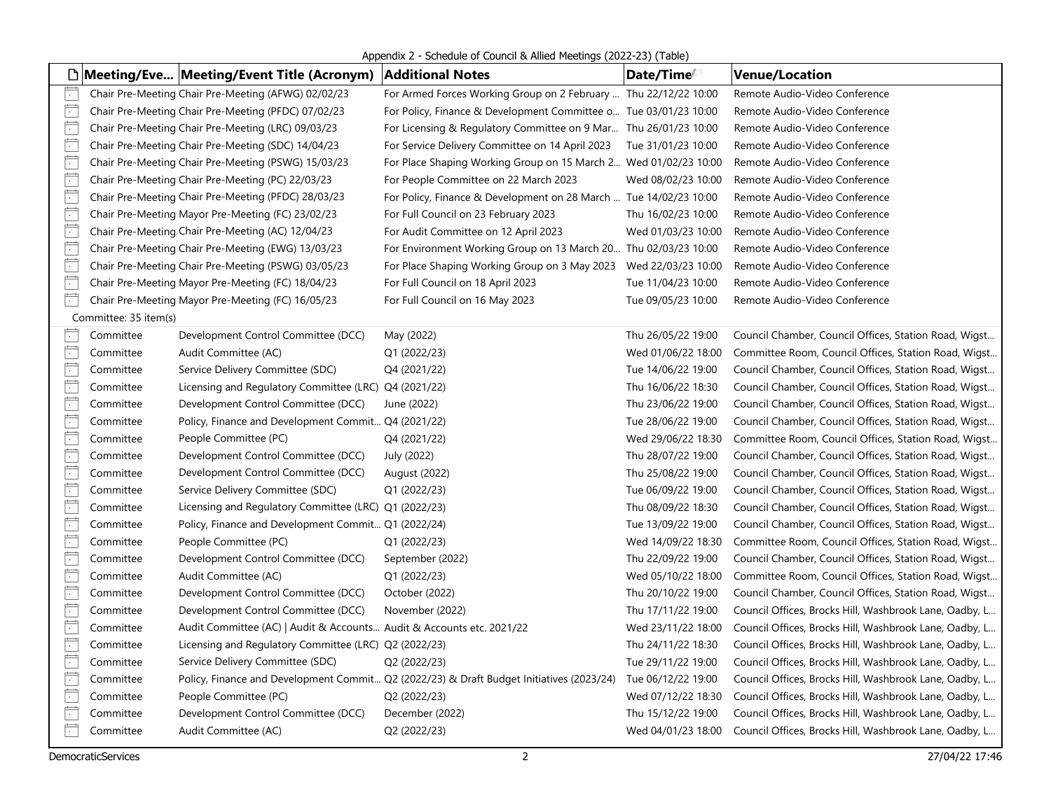Appendix 2 - Schedule of Council & Allied Meetings (2022-23) (Table)

| | Meeting/Eve... | Meeting/Event Title (Acronym) | Additional Notes | Date/Time | Venue/Location |
|---|---|---|---|---|---|
| | Chair Pre-Meeting | Chair Pre-Meeting (AFWG) 02/02/23 | For Armed Forces Working Group on 2 February ... | Thu 22/12/22 10:00 | Remote Audio-Video Conference |
| | Chair Pre-Meeting | Chair Pre-Meeting (PFDC) 07/02/23 | For Policy, Finance & Development Committee o... | Tue 03/01/23 10:00 | Remote Audio-Video Conference |
| | Chair Pre-Meeting | Chair Pre-Meeting (LRC) 09/03/23 | For Licensing & Regulatory Committee on 9 Mar... | Thu 26/01/23 10:00 | Remote Audio-Video Conference |
| | Chair Pre-Meeting | Chair Pre-Meeting (SDC) 14/04/23 | For Service Delivery Committee on 14 April 2023 | Tue 31/01/23 10:00 | Remote Audio-Video Conference |
| | Chair Pre-Meeting | Chair Pre-Meeting (PSWG) 15/03/23 | For Place Shaping Working Group on 15 March 2... | Wed 01/02/23 10:00 | Remote Audio-Video Conference |
| | Chair Pre-Meeting | Chair Pre-Meeting (PC) 22/03/23 | For People Committee on 22 March 2023 | Wed 08/02/23 10:00 | Remote Audio-Video Conference |
| | Chair Pre-Meeting | Chair Pre-Meeting (PFDC) 28/03/23 | For Policy, Finance & Development on 28 March ... | Tue 14/02/23 10:00 | Remote Audio-Video Conference |
| | Chair Pre-Meeting | Mayor Pre-Meeting (FC) 23/02/23 | For Full Council on 23 February 2023 | Thu 16/02/23 10:00 | Remote Audio-Video Conference |
| | Chair Pre-Meeting | Chair Pre-Meeting (AC) 12/04/23 | For Audit Committee on 12 April 2023 | Wed 01/03/23 10:00 | Remote Audio-Video Conference |
| | Chair Pre-Meeting | Chair Pre-Meeting (EWG) 13/03/23 | For Environment Working Group on 13 March 20... | Thu 02/03/23 10:00 | Remote Audio-Video Conference |
| | Chair Pre-Meeting | Chair Pre-Meeting (PSWG) 03/05/23 | For Place Shaping Working Group on 3 May 2023 | Wed 22/03/23 10:00 | Remote Audio-Video Conference |
| | Chair Pre-Meeting | Mayor Pre-Meeting (FC) 18/04/23 | For Full Council on 18 April 2023 | Tue 11/04/23 10:00 | Remote Audio-Video Conference |
| | Chair Pre-Meeting | Mayor Pre-Meeting (FC) 16/05/23 | For Full Council on 16 May 2023 | Tue 09/05/23 10:00 | Remote Audio-Video Conference |
| Committee: 35 item(s) | | | | | |
| | Committee | Development Control Committee (DCC) | May (2022) | Thu 26/05/22 19:00 | Council Chamber, Council Offices, Station Road, Wigst... |
| | Committee | Audit Committee (AC) | Q1 (2022/23) | Wed 01/06/22 18:00 | Committee Room, Council Offices, Station Road, Wigst... |
| | Committee | Service Delivery Committee (SDC) | Q4 (2021/22) | Tue 14/06/22 19:00 | Council Chamber, Council Offices, Station Road, Wigst... |
| | Committee | Licensing and Regulatory Committee (LRC) | Q4 (2021/22) | Thu 16/06/22 18:30 | Council Chamber, Council Offices, Station Road, Wigst... |
| | Committee | Development Control Committee (DCC) | June (2022) | Thu 23/06/22 19:00 | Council Chamber, Council Offices, Station Road, Wigst... |
| | Committee | Policy, Finance and Development Commit... | Q4 (2021/22) | Tue 28/06/22 19:00 | Council Chamber, Council Offices, Station Road, Wigst... |
| | Committee | People Committee (PC) | Q4 (2021/22) | Wed 29/06/22 18:30 | Committee Room, Council Offices, Station Road, Wigst... |
| | Committee | Development Control Committee (DCC) | July (2022) | Thu 28/07/22 19:00 | Council Chamber, Council Offices, Station Road, Wigst... |
| | Committee | Development Control Committee (DCC) | August (2022) | Thu 25/08/22 19:00 | Council Chamber, Council Offices, Station Road, Wigst... |
| | Committee | Service Delivery Committee (SDC) | Q1 (2022/23) | Tue 06/09/22 19:00 | Council Chamber, Council Offices, Station Road, Wigst... |
| | Committee | Licensing and Regulatory Committee (LRC) | Q1 (2022/23) | Thu 08/09/22 18:30 | Council Chamber, Council Offices, Station Road, Wigst... |
| | Committee | Policy, Finance and Development Commit... | Q1 (2022/24) | Tue 13/09/22 19:00 | Council Chamber, Council Offices, Station Road, Wigst... |
| | Committee | People Committee (PC) | Q1 (2022/23) | Wed 14/09/22 18:30 | Committee Room, Council Offices, Station Road, Wigst... |
| | Committee | Development Control Committee (DCC) | September (2022) | Thu 22/09/22 19:00 | Council Chamber, Council Offices, Station Road, Wigst... |
| | Committee | Audit Committee (AC) | Q1 (2022/23) | Wed 05/10/22 18:00 | Committee Room, Council Offices, Station Road, Wigst... |
| | Committee | Development Control Committee (DCC) | October (2022) | Thu 20/10/22 19:00 | Council Chamber, Council Offices, Station Road, Wigst... |
| | Committee | Development Control Committee (DCC) | November (2022) | Thu 17/11/22 19:00 | Council Offices, Brocks Hill, Washbrook Lane, Oadby, L... |
| | Committee | Audit Committee (AC) \| Audit & Accounts... | Audit & Accounts etc. 2021/22 | Wed 23/11/22 18:00 | Council Offices, Brocks Hill, Washbrook Lane, Oadby, L... |
| | Committee | Licensing and Regulatory Committee (LRC) | Q2 (2022/23) | Thu 24/11/22 18:30 | Council Offices, Brocks Hill, Washbrook Lane, Oadby, L... |
| | Committee | Service Delivery Committee (SDC) | Q2 (2022/23) | Tue 29/11/22 19:00 | Council Offices, Brocks Hill, Washbrook Lane, Oadby, L... |
| | Committee | Policy, Finance and Development Commit... | Q2 (2022/23) & Draft Budget Initiatives (2023/24) | Tue 06/12/22 19:00 | Council Offices, Brocks Hill, Washbrook Lane, Oadby, L... |
| | Committee | People Committee (PC) | Q2 (2022/23) | Wed 07/12/22 18:30 | Council Offices, Brocks Hill, Washbrook Lane, Oadby, L... |
| | Committee | Development Control Committee (DCC) | December (2022) | Thu 15/12/22 19:00 | Council Offices, Brocks Hill, Washbrook Lane, Oadby, L... |
| | Committee | Audit Committee (AC) | Q2 (2022/23) | Wed 04/01/23 18:00 | Council Offices, Brocks Hill, Washbrook Lane, Oadby, L... |

DemocraticServices 27/04/22 17:46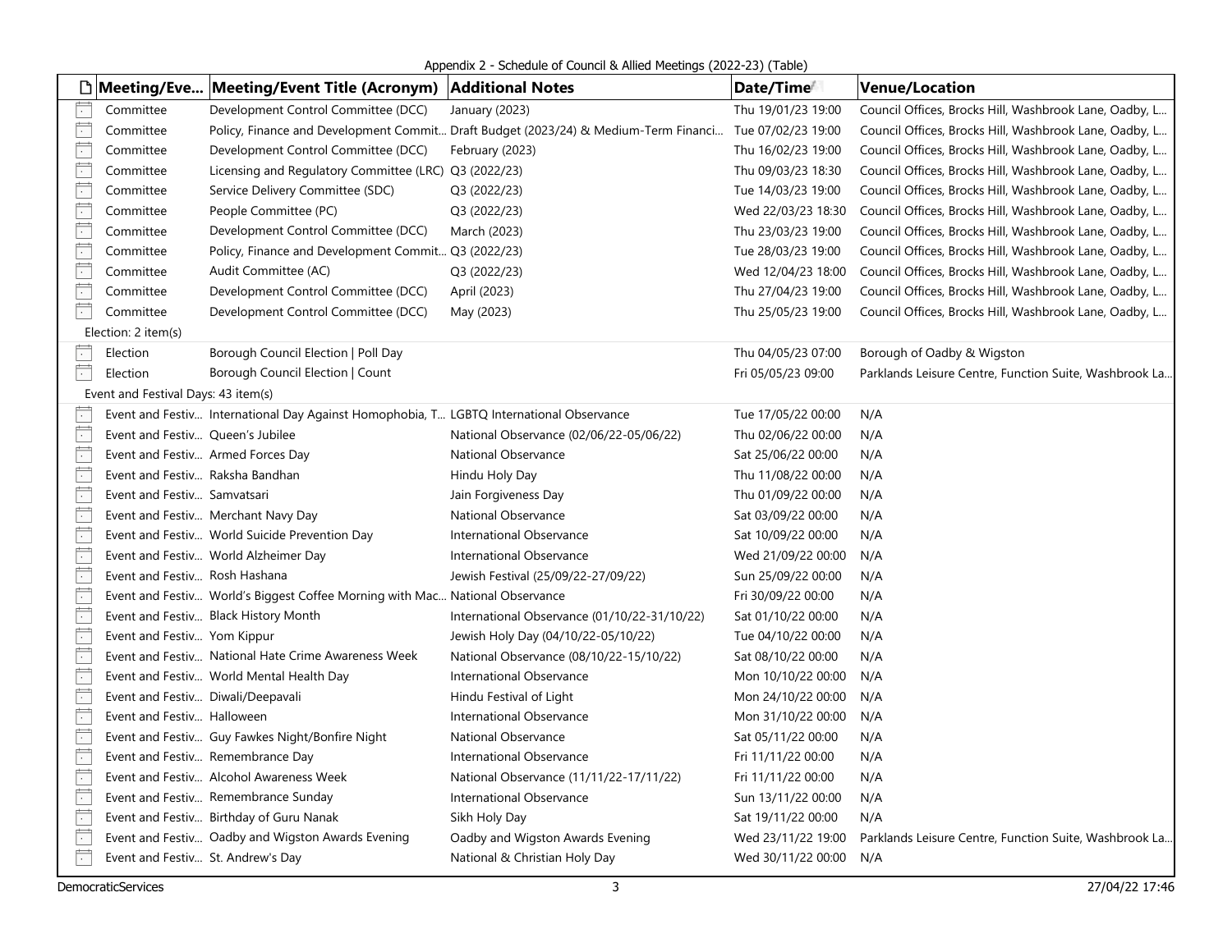Appendix 2 - Schedule of Council & Allied Meetings (2022-23) (Table)

| Meeting/Eve... | Meeting/Event Title (Acronym) | Additional Notes | Date/Time | Venue/Location |
|---|---|---|---|---|
| Committee | Development Control Committee (DCC) | January (2023) | Thu 19/01/23 19:00 | Council Offices, Brocks Hill, Washbrook Lane, Oadby, L... |
| Committee | Policy, Finance and Development Commit... | Draft Budget (2023/24) & Medium-Term Financi... | Tue 07/02/23 19:00 | Council Offices, Brocks Hill, Washbrook Lane, Oadby, L... |
| Committee | Development Control Committee (DCC) | February (2023) | Thu 16/02/23 19:00 | Council Offices, Brocks Hill, Washbrook Lane, Oadby, L... |
| Committee | Licensing and Regulatory Committee (LRC) | Q3 (2022/23) | Thu 09/03/23 18:30 | Council Offices, Brocks Hill, Washbrook Lane, Oadby, L... |
| Committee | Service Delivery Committee (SDC) | Q3 (2022/23) | Tue 14/03/23 19:00 | Council Offices, Brocks Hill, Washbrook Lane, Oadby, L... |
| Committee | People Committee (PC) | Q3 (2022/23) | Wed 22/03/23 18:30 | Council Offices, Brocks Hill, Washbrook Lane, Oadby, L... |
| Committee | Development Control Committee (DCC) | March (2023) | Thu 23/03/23 19:00 | Council Offices, Brocks Hill, Washbrook Lane, Oadby, L... |
| Committee | Policy, Finance and Development Commit... | Q3 (2022/23) | Tue 28/03/23 19:00 | Council Offices, Brocks Hill, Washbrook Lane, Oadby, L... |
| Committee | Audit Committee (AC) | Q3 (2022/23) | Wed 12/04/23 18:00 | Council Offices, Brocks Hill, Washbrook Lane, Oadby, L... |
| Committee | Development Control Committee (DCC) | April (2023) | Thu 27/04/23 19:00 | Council Offices, Brocks Hill, Washbrook Lane, Oadby, L... |
| Committee | Development Control Committee (DCC) | May (2023) | Thu 25/05/23 19:00 | Council Offices, Brocks Hill, Washbrook Lane, Oadby, L... |
| Election: 2 item(s) | | | | |
| Election | Borough Council Election \| Poll Day | | Thu 04/05/23 07:00 | Borough of Oadby & Wigston |
| Election | Borough Council Election \| Count | | Fri 05/05/23 09:00 | Parklands Leisure Centre, Function Suite, Washbrook La... |
| Event and Festival Days: 43 item(s) | | | | |
| Event and Festiv... | International Day Against Homophobia, T... | LGBTQ International Observance | Tue 17/05/22 00:00 | N/A |
| Event and Festiv... | Queen's Jubilee | National Observance (02/06/22-05/06/22) | Thu 02/06/22 00:00 | N/A |
| Event and Festiv... | Armed Forces Day | National Observance | Sat 25/06/22 00:00 | N/A |
| Event and Festiv... | Raksha Bandhan | Hindu Holy Day | Thu 11/08/22 00:00 | N/A |
| Event and Festiv... | Samvatsari | Jain Forgiveness Day | Thu 01/09/22 00:00 | N/A |
| Event and Festiv... | Merchant Navy Day | National Observance | Sat 03/09/22 00:00 | N/A |
| Event and Festiv... | World Suicide Prevention Day | International Observance | Sat 10/09/22 00:00 | N/A |
| Event and Festiv... | World Alzheimer Day | International Observance | Wed 21/09/22 00:00 | N/A |
| Event and Festiv... | Rosh Hashana | Jewish Festival (25/09/22-27/09/22) | Sun 25/09/22 00:00 | N/A |
| Event and Festiv... | World's Biggest Coffee Morning with Mac... | National Observance | Fri 30/09/22 00:00 | N/A |
| Event and Festiv... | Black History Month | International Observance (01/10/22-31/10/22) | Sat 01/10/22 00:00 | N/A |
| Event and Festiv... | Yom Kippur | Jewish Holy Day (04/10/22-05/10/22) | Tue 04/10/22 00:00 | N/A |
| Event and Festiv... | National Hate Crime Awareness Week | National Observance (08/10/22-15/10/22) | Sat 08/10/22 00:00 | N/A |
| Event and Festiv... | World Mental Health Day | International Observance | Mon 10/10/22 00:00 | N/A |
| Event and Festiv... | Diwali/Deepavali | Hindu Festival of Light | Mon 24/10/22 00:00 | N/A |
| Event and Festiv... | Halloween | International Observance | Mon 31/10/22 00:00 | N/A |
| Event and Festiv... | Guy Fawkes Night/Bonfire Night | National Observance | Sat 05/11/22 00:00 | N/A |
| Event and Festiv... | Remembrance Day | International Observance | Fri 11/11/22 00:00 | N/A |
| Event and Festiv... | Alcohol Awareness Week | National Observance (11/11/22-17/11/22) | Fri 11/11/22 00:00 | N/A |
| Event and Festiv... | Remembrance Sunday | International Observance | Sun 13/11/22 00:00 | N/A |
| Event and Festiv... | Birthday of Guru Nanak | Sikh Holy Day | Sat 19/11/22 00:00 | N/A |
| Event and Festiv... | Oadby and Wigston Awards Evening | Oadby and Wigston Awards Evening | Wed 23/11/22 19:00 | Parklands Leisure Centre, Function Suite, Washbrook La... |
| Event and Festiv... | St. Andrew's Day | National & Christian Holy Day | Wed 30/11/22 00:00 | N/A |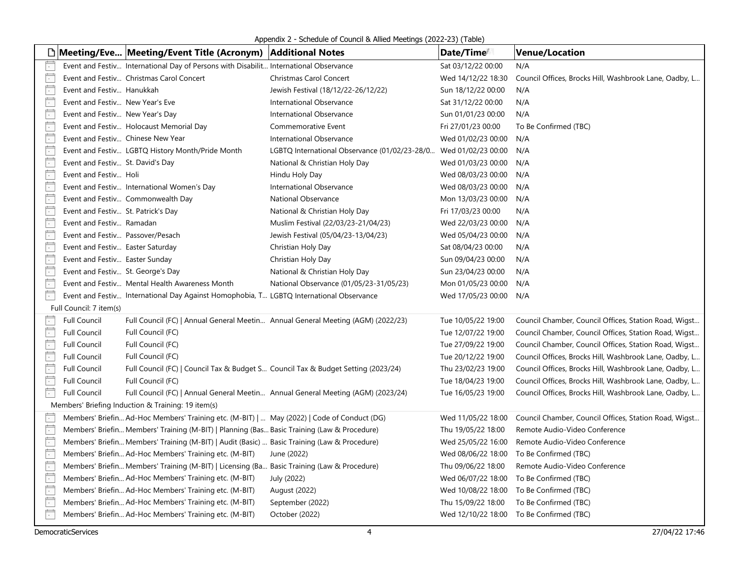Appendix 2 - Schedule of Council & Allied Meetings (2022-23) (Table)

| | Meeting/Eve... | Meeting/Event Title (Acronym) | Additional Notes | Date/Time | Venue/Location |
|---|---|---|---|---|---|
| | Event and Festiv... | International Day of Persons with Disabilit... | International Observance | Sat 03/12/22 00:00 | N/A |
| | Event and Festiv... | Christmas Carol Concert | Christmas Carol Concert | Wed 14/12/22 18:30 | Council Offices, Brocks Hill, Washbrook Lane, Oadby, L... |
| | Event and Festiv... | Hanukkah | Jewish Festival (18/12/22-26/12/22) | Sun 18/12/22 00:00 | N/A |
| | Event and Festiv... | New Year's Eve | International Observance | Sat 31/12/22 00:00 | N/A |
| | Event and Festiv... | New Year's Day | International Observance | Sun 01/01/23 00:00 | N/A |
| | Event and Festiv... | Holocaust Memorial Day | Commemorative Event | Fri 27/01/23 00:00 | To Be Confirmed (TBC) |
| | Event and Festiv... | Chinese New Year | International Observance | Wed 01/02/23 00:00 | N/A |
| | Event and Festiv... | LGBTQ History Month/Pride Month | LGBTQ International Observance (01/02/23-28/0... | Wed 01/02/23 00:00 | N/A |
| | Event and Festiv... | St. David's Day | National & Christian Holy Day | Wed 01/03/23 00:00 | N/A |
| | Event and Festiv... | Holi | Hindu Holy Day | Wed 08/03/23 00:00 | N/A |
| | Event and Festiv... | International Women's Day | International Observance | Wed 08/03/23 00:00 | N/A |
| | Event and Festiv... | Commonwealth Day | National Observance | Mon 13/03/23 00:00 | N/A |
| | Event and Festiv... | St. Patrick's Day | National & Christian Holy Day | Fri 17/03/23 00:00 | N/A |
| | Event and Festiv... | Ramadan | Muslim Festival (22/03/23-21/04/23) | Wed 22/03/23 00:00 | N/A |
| | Event and Festiv... | Passover/Pesach | Jewish Festival (05/04/23-13/04/23) | Wed 05/04/23 00:00 | N/A |
| | Event and Festiv... | Easter Saturday | Christian Holy Day | Sat 08/04/23 00:00 | N/A |
| | Event and Festiv... | Easter Sunday | Christian Holy Day | Sun 09/04/23 00:00 | N/A |
| | Event and Festiv... | St. George's Day | National & Christian Holy Day | Sun 23/04/23 00:00 | N/A |
| | Event and Festiv... | Mental Health Awareness Month | National Observance (01/05/23-31/05/23) | Mon 01/05/23 00:00 | N/A |
| | Event and Festiv... | International Day Against Homophobia, T... | LGBTQ International Observance | Wed 17/05/23 00:00 | N/A |
| Full Council: 7 item(s) | | | | | |
| | Full Council | Full Council (FC) \| Annual General Meetin... | Annual General Meeting (AGM) (2022/23) | Tue 10/05/22 19:00 | Council Chamber, Council Offices, Station Road, Wigst... |
| | Full Council | Full Council (FC) | | Tue 12/07/22 19:00 | Council Chamber, Council Offices, Station Road, Wigst... |
| | Full Council | Full Council (FC) | | Tue 27/09/22 19:00 | Council Chamber, Council Offices, Station Road, Wigst... |
| | Full Council | Full Council (FC) | | Tue 20/12/22 19:00 | Council Offices, Brocks Hill, Washbrook Lane, Oadby, L... |
| | Full Council | Full Council (FC) \| Council Tax & Budget S... | Council Tax & Budget Setting (2023/24) | Thu 23/02/23 19:00 | Council Offices, Brocks Hill, Washbrook Lane, Oadby, L... |
| | Full Council | Full Council (FC) | | Tue 18/04/23 19:00 | Council Offices, Brocks Hill, Washbrook Lane, Oadby, L... |
| | Full Council | Full Council (FC) \| Annual General Meetin... | Annual General Meeting (AGM) (2023/24) | Tue 16/05/23 19:00 | Council Offices, Brocks Hill, Washbrook Lane, Oadby, L... |
| Members' Briefing Induction & Training: 19 item(s) | | | | | |
| | Members' Briefin... | Ad-Hoc Members' Training etc. (M-BIT) \| ... | May (2022) \| Code of Conduct (DG) | Wed 11/05/22 18:00 | Council Chamber, Council Offices, Station Road, Wigst... |
| | Members' Briefin... | Members' Training (M-BIT) \| Planning (Bas... | Basic Training (Law & Procedure) | Thu 19/05/22 18:00 | Remote Audio-Video Conference |
| | Members' Briefin... | Members' Training (M-BIT) \| Audit (Basic) ... | Basic Training (Law & Procedure) | Wed 25/05/22 16:00 | Remote Audio-Video Conference |
| | Members' Briefin... | Ad-Hoc Members' Training etc. (M-BIT) | June (2022) | Wed 08/06/22 18:00 | To Be Confirmed (TBC) |
| | Members' Briefin... | Members' Training (M-BIT) \| Licensing (Ba... | Basic Training (Law & Procedure) | Thu 09/06/22 18:00 | Remote Audio-Video Conference |
| | Members' Briefin... | Ad-Hoc Members' Training etc. (M-BIT) | July (2022) | Wed 06/07/22 18:00 | To Be Confirmed (TBC) |
| | Members' Briefin... | Ad-Hoc Members' Training etc. (M-BIT) | August (2022) | Wed 10/08/22 18:00 | To Be Confirmed (TBC) |
| | Members' Briefin... | Ad-Hoc Members' Training etc. (M-BIT) | September (2022) | Thu 15/09/22 18:00 | To Be Confirmed (TBC) |
| | Members' Briefin... | Ad-Hoc Members' Training etc. (M-BIT) | October (2022) | Wed 12/10/22 18:00 | To Be Confirmed (TBC) |

DemocraticServices 27/04/22 17:46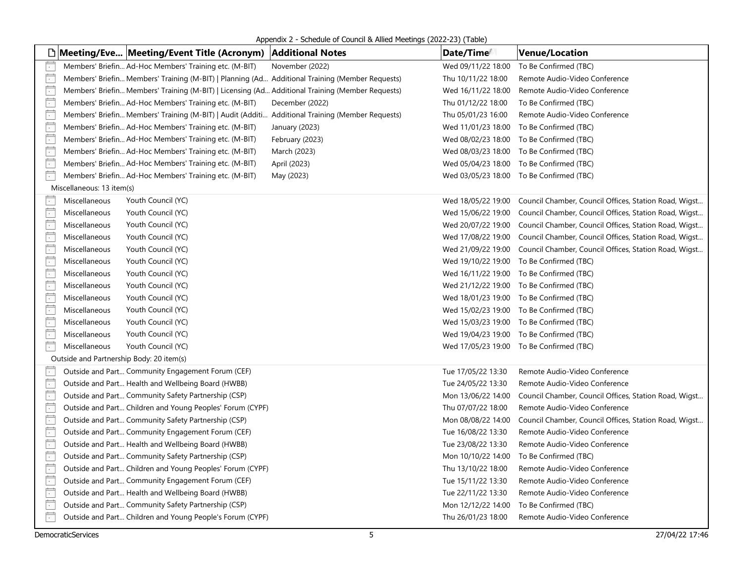Appendix 2 - Schedule of Council & Allied Meetings (2022-23) (Table)

| | Meeting/Eve... | Meeting/Event Title (Acronym) | Additional Notes | Date/Time | Venue/Location |
|---|---|---|---|---|---|
| | Members' Briefin... | Ad-Hoc Members' Training etc. (M-BIT) | November (2022) | Wed 09/11/22 18:00 | To Be Confirmed (TBC) |
| | Members' Briefin... | Members' Training (M-BIT) \| Planning (Ad... | Additional Training (Member Requests) | Thu 10/11/22 18:00 | Remote Audio-Video Conference |
| | Members' Briefin... | Members' Training (M-BIT) \| Licensing (Ad... | Additional Training (Member Requests) | Wed 16/11/22 18:00 | Remote Audio-Video Conference |
| | Members' Briefin... | Ad-Hoc Members' Training etc. (M-BIT) | December (2022) | Thu 01/12/22 18:00 | To Be Confirmed (TBC) |
| | Members' Briefin... | Members' Training (M-BIT) \| Audit (Additi... | Additional Training (Member Requests) | Thu 05/01/23 16:00 | Remote Audio-Video Conference |
| | Members' Briefin... | Ad-Hoc Members' Training etc. (M-BIT) | January (2023) | Wed 11/01/23 18:00 | To Be Confirmed (TBC) |
| | Members' Briefin... | Ad-Hoc Members' Training etc. (M-BIT) | February (2023) | Wed 08/02/23 18:00 | To Be Confirmed (TBC) |
| | Members' Briefin... | Ad-Hoc Members' Training etc. (M-BIT) | March (2023) | Wed 08/03/23 18:00 | To Be Confirmed (TBC) |
| | Members' Briefin... | Ad-Hoc Members' Training etc. (M-BIT) | April (2023) | Wed 05/04/23 18:00 | To Be Confirmed (TBC) |
| | Members' Briefin... | Ad-Hoc Members' Training etc. (M-BIT) | May (2023) | Wed 03/05/23 18:00 | To Be Confirmed (TBC) |
| Miscellaneous: 13 item(s) | | | | | |
| | Miscellaneous | Youth Council (YC) | | Wed 18/05/22 19:00 | Council Chamber, Council Offices, Station Road, Wigst... |
| | Miscellaneous | Youth Council (YC) | | Wed 15/06/22 19:00 | Council Chamber, Council Offices, Station Road, Wigst... |
| | Miscellaneous | Youth Council (YC) | | Wed 20/07/22 19:00 | Council Chamber, Council Offices, Station Road, Wigst... |
| | Miscellaneous | Youth Council (YC) | | Wed 17/08/22 19:00 | Council Chamber, Council Offices, Station Road, Wigst... |
| | Miscellaneous | Youth Council (YC) | | Wed 21/09/22 19:00 | Council Chamber, Council Offices, Station Road, Wigst... |
| | Miscellaneous | Youth Council (YC) | | Wed 19/10/22 19:00 | To Be Confirmed (TBC) |
| | Miscellaneous | Youth Council (YC) | | Wed 16/11/22 19:00 | To Be Confirmed (TBC) |
| | Miscellaneous | Youth Council (YC) | | Wed 21/12/22 19:00 | To Be Confirmed (TBC) |
| | Miscellaneous | Youth Council (YC) | | Wed 18/01/23 19:00 | To Be Confirmed (TBC) |
| | Miscellaneous | Youth Council (YC) | | Wed 15/02/23 19:00 | To Be Confirmed (TBC) |
| | Miscellaneous | Youth Council (YC) | | Wed 15/03/23 19:00 | To Be Confirmed (TBC) |
| | Miscellaneous | Youth Council (YC) | | Wed 19/04/23 19:00 | To Be Confirmed (TBC) |
| | Miscellaneous | Youth Council (YC) | | Wed 17/05/23 19:00 | To Be Confirmed (TBC) |
| Outside and Partnership Body: 20 item(s) | | | | | |
| | Outside and Part... | Community Engagement Forum (CEF) | | Tue 17/05/22 13:30 | Remote Audio-Video Conference |
| | Outside and Part... | Health and Wellbeing Board (HWBB) | | Tue 24/05/22 13:30 | Remote Audio-Video Conference |
| | Outside and Part... | Community Safety Partnership (CSP) | | Mon 13/06/22 14:00 | Council Chamber, Council Offices, Station Road, Wigst... |
| | Outside and Part... | Children and Young Peoples' Forum (CYPF) | | Thu 07/07/22 18:00 | Remote Audio-Video Conference |
| | Outside and Part... | Community Safety Partnership (CSP) | | Mon 08/08/22 14:00 | Council Chamber, Council Offices, Station Road, Wigst... |
| | Outside and Part... | Community Engagement Forum (CEF) | | Tue 16/08/22 13:30 | Remote Audio-Video Conference |
| | Outside and Part... | Health and Wellbeing Board (HWBB) | | Tue 23/08/22 13:30 | Remote Audio-Video Conference |
| | Outside and Part... | Community Safety Partnership (CSP) | | Mon 10/10/22 14:00 | To Be Confirmed (TBC) |
| | Outside and Part... | Children and Young Peoples' Forum (CYPF) | | Thu 13/10/22 18:00 | Remote Audio-Video Conference |
| | Outside and Part... | Community Engagement Forum (CEF) | | Tue 15/11/22 13:30 | Remote Audio-Video Conference |
| | Outside and Part... | Health and Wellbeing Board (HWBB) | | Tue 22/11/22 13:30 | Remote Audio-Video Conference |
| | Outside and Part... | Community Safety Partnership (CSP) | | Mon 12/12/22 14:00 | To Be Confirmed (TBC) |
| | Outside and Part... | Children and Young People's Forum (CYPF) | | Thu 26/01/23 18:00 | Remote Audio-Video Conference |

DemocraticServices 27/04/22 17:46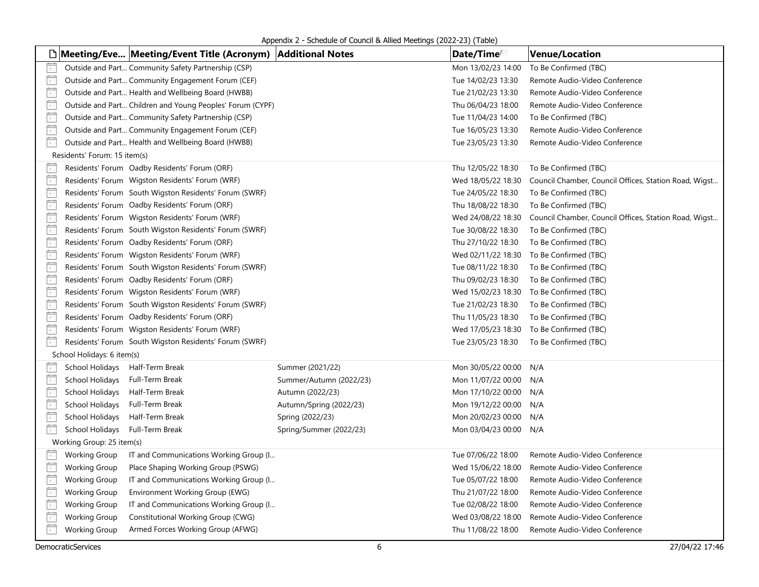Appendix 2 - Schedule of Council & Allied Meetings (2022-23) (Table)

| | Meeting/Eve... | Meeting/Event Title (Acronym) | Additional Notes | Date/Time | Venue/Location |
|---|---|---|---|---|---|
| | Outside and Part... | Community Safety Partnership (CSP) | | Mon 13/02/23 14:00 | To Be Confirmed (TBC) |
| | Outside and Part... | Community Engagement Forum (CEF) | | Tue 14/02/23 13:30 | Remote Audio-Video Conference |
| | Outside and Part... | Health and Wellbeing Board (HWBB) | | Tue 21/02/23 13:30 | Remote Audio-Video Conference |
| | Outside and Part... | Children and Young Peoples' Forum (CYPF) | | Thu 06/04/23 18:00 | Remote Audio-Video Conference |
| | Outside and Part... | Community Safety Partnership (CSP) | | Tue 11/04/23 14:00 | To Be Confirmed (TBC) |
| | Outside and Part... | Community Engagement Forum (CEF) | | Tue 16/05/23 13:30 | Remote Audio-Video Conference |
| | Outside and Part... | Health and Wellbeing Board (HWBB) | | Tue 23/05/23 13:30 | Remote Audio-Video Conference |
| Residents' Forum: 15 item(s) | | | | | |
| | Residents' Forum | Oadby Residents' Forum (ORF) | | Thu 12/05/22 18:30 | To Be Confirmed (TBC) |
| | Residents' Forum | Wigston Residents' Forum (WRF) | | Wed 18/05/22 18:30 | Council Chamber, Council Offices, Station Road, Wigst... |
| | Residents' Forum | South Wigston Residents' Forum (SWRF) | | Tue 24/05/22 18:30 | To Be Confirmed (TBC) |
| | Residents' Forum | Oadby Residents' Forum (ORF) | | Thu 18/08/22 18:30 | To Be Confirmed (TBC) |
| | Residents' Forum | Wigston Residents' Forum (WRF) | | Wed 24/08/22 18:30 | Council Chamber, Council Offices, Station Road, Wigst... |
| | Residents' Forum | South Wigston Residents' Forum (SWRF) | | Tue 30/08/22 18:30 | To Be Confirmed (TBC) |
| | Residents' Forum | Oadby Residents' Forum (ORF) | | Thu 27/10/22 18:30 | To Be Confirmed (TBC) |
| | Residents' Forum | Wigston Residents' Forum (WRF) | | Wed 02/11/22 18:30 | To Be Confirmed (TBC) |
| | Residents' Forum | South Wigston Residents' Forum (SWRF) | | Tue 08/11/22 18:30 | To Be Confirmed (TBC) |
| | Residents' Forum | Oadby Residents' Forum (ORF) | | Thu 09/02/23 18:30 | To Be Confirmed (TBC) |
| | Residents' Forum | Wigston Residents' Forum (WRF) | | Wed 15/02/23 18:30 | To Be Confirmed (TBC) |
| | Residents' Forum | South Wigston Residents' Forum (SWRF) | | Tue 21/02/23 18:30 | To Be Confirmed (TBC) |
| | Residents' Forum | Oadby Residents' Forum (ORF) | | Thu 11/05/23 18:30 | To Be Confirmed (TBC) |
| | Residents' Forum | Wigston Residents' Forum (WRF) | | Wed 17/05/23 18:30 | To Be Confirmed (TBC) |
| | Residents' Forum | South Wigston Residents' Forum (SWRF) | | Tue 23/05/23 18:30 | To Be Confirmed (TBC) |
| School Holidays: 6 item(s) | | | | | |
| | School Holidays | Half-Term Break | Summer (2021/22) | Mon 30/05/22 00:00 | N/A |
| | School Holidays | Full-Term Break | Summer/Autumn (2022/23) | Mon 11/07/22 00:00 | N/A |
| | School Holidays | Half-Term Break | Autumn (2022/23) | Mon 17/10/22 00:00 | N/A |
| | School Holidays | Full-Term Break | Autumn/Spring (2022/23) | Mon 19/12/22 00:00 | N/A |
| | School Holidays | Half-Term Break | Spring (2022/23) | Mon 20/02/23 00:00 | N/A |
| | School Holidays | Full-Term Break | Spring/Summer (2022/23) | Mon 03/04/23 00:00 | N/A |
| Working Group: 25 item(s) | | | | | |
| | Working Group | IT and Communications Working Group (I... | | Tue 07/06/22 18:00 | Remote Audio-Video Conference |
| | Working Group | Place Shaping Working Group (PSWG) | | Wed 15/06/22 18:00 | Remote Audio-Video Conference |
| | Working Group | IT and Communications Working Group (I... | | Tue 05/07/22 18:00 | Remote Audio-Video Conference |
| | Working Group | Environment Working Group (EWG) | | Thu 21/07/22 18:00 | Remote Audio-Video Conference |
| | Working Group | IT and Communications Working Group (I... | | Tue 02/08/22 18:00 | Remote Audio-Video Conference |
| | Working Group | Constitutional Working Group (CWG) | | Wed 03/08/22 18:00 | Remote Audio-Video Conference |
| | Working Group | Armed Forces Working Group (AFWG) | | Thu 11/08/22 18:00 | Remote Audio-Video Conference |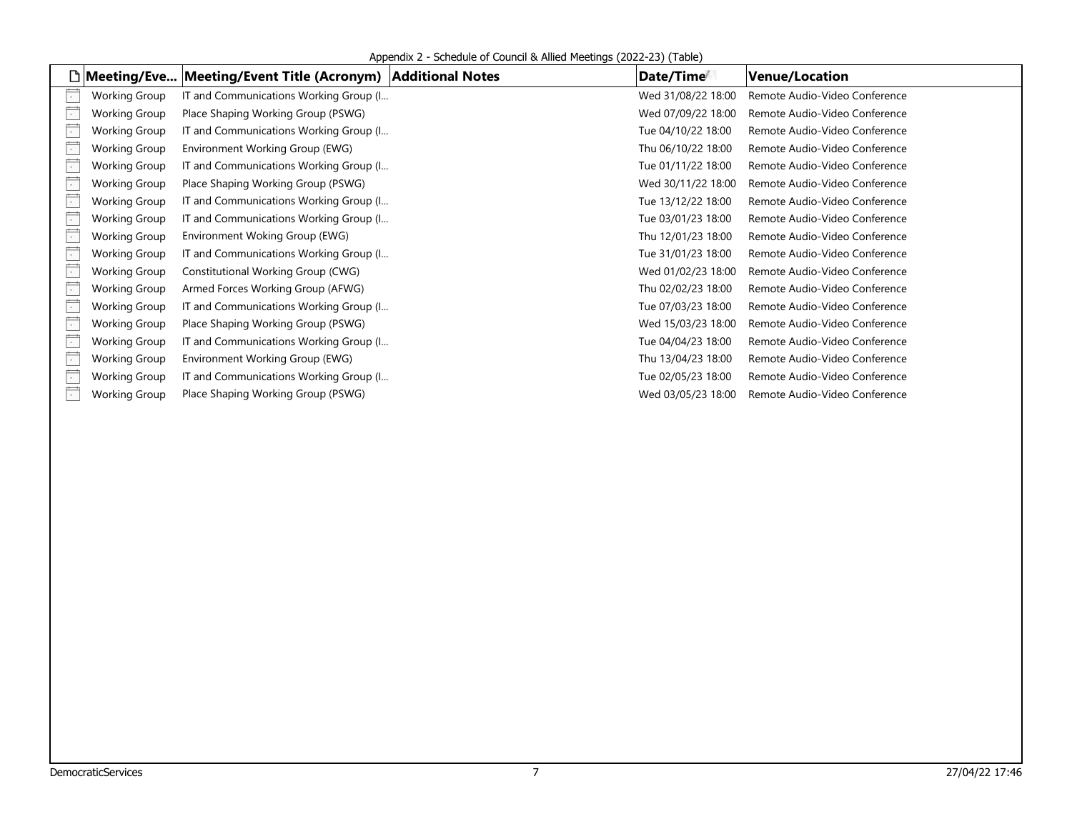Appendix 2 - Schedule of Council & Allied Meetings (2022-23) (Table)

| | Meeting/Eve... | Meeting/Event Title (Acronym) | Additional Notes | Date/Time | Venue/Location |
|---|---|---|---|---|---|
| | Working Group | IT and Communications Working Group (I... | | Wed 31/08/22 18:00 | Remote Audio-Video Conference |
| | Working Group | Place Shaping Working Group (PSWG) | | Wed 07/09/22 18:00 | Remote Audio-Video Conference |
| | Working Group | IT and Communications Working Group (I... | | Tue 04/10/22 18:00 | Remote Audio-Video Conference |
| | Working Group | Environment Working Group (EWG) | | Thu 06/10/22 18:00 | Remote Audio-Video Conference |
| | Working Group | IT and Communications Working Group (I... | | Tue 01/11/22 18:00 | Remote Audio-Video Conference |
| | Working Group | Place Shaping Working Group (PSWG) | | Wed 30/11/22 18:00 | Remote Audio-Video Conference |
| | Working Group | IT and Communications Working Group (I... | | Tue 13/12/22 18:00 | Remote Audio-Video Conference |
| | Working Group | IT and Communications Working Group (I... | | Tue 03/01/23 18:00 | Remote Audio-Video Conference |
| | Working Group | Environment Woking Group (EWG) | | Thu 12/01/23 18:00 | Remote Audio-Video Conference |
| | Working Group | IT and Communications Working Group (I... | | Tue 31/01/23 18:00 | Remote Audio-Video Conference |
| | Working Group | Constitutional Working Group (CWG) | | Wed 01/02/23 18:00 | Remote Audio-Video Conference |
| | Working Group | Armed Forces Working Group (AFWG) | | Thu 02/02/23 18:00 | Remote Audio-Video Conference |
| | Working Group | IT and Communications Working Group (I... | | Tue 07/03/23 18:00 | Remote Audio-Video Conference |
| | Working Group | Place Shaping Working Group (PSWG) | | Wed 15/03/23 18:00 | Remote Audio-Video Conference |
| | Working Group | IT and Communications Working Group (I... | | Tue 04/04/23 18:00 | Remote Audio-Video Conference |
| | Working Group | Environment Working Group (EWG) | | Thu 13/04/23 18:00 | Remote Audio-Video Conference |
| | Working Group | IT and Communications Working Group (I... | | Tue 02/05/23 18:00 | Remote Audio-Video Conference |
| | Working Group | Place Shaping Working Group (PSWG) | | Wed 03/05/23 18:00 | Remote Audio-Video Conference |

DemocraticServices 27/04/22 17:46